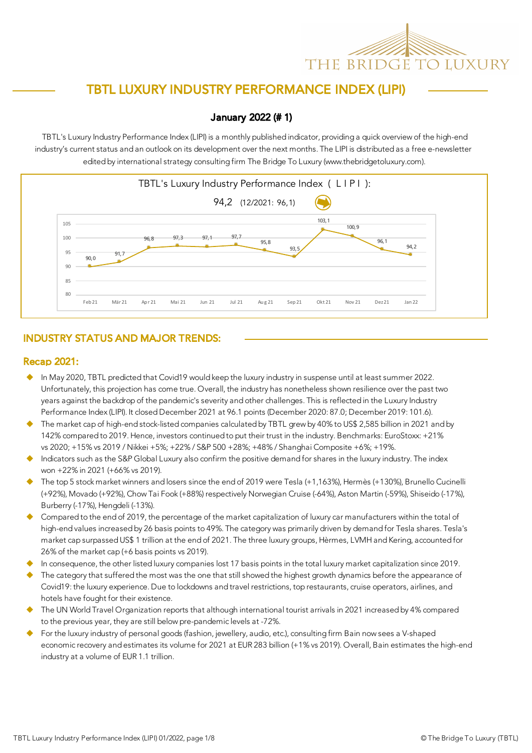# TBTL LUXURY INDUSTRY PERFORMANCE INDEX (LIPI)

## January 2022 (# 1)

TBTL's Luxury Industry Performance Index (LIPI) is a monthly published indicator, providing a quick overview of the high-end industry's current status and an outlook on its development over the next months. The LIPI is distributed as a free e-newsletter edited by international strategy consulting firm The Bridge To Luxury (www.thebridgetoluxury.com).

TBTL's Luxury Industry Performance Index ( L I P I ):

94,2 (12/2021: 96,1)

| Feb 21 | Mär 21 | Apr 21 | Mai 21 | Jun 21 | Jul 21 | Aug 21 | Sep 21 | Okt 21 | Nov 21 | Dez 21 | Jan 22 |
|---|---|---|---|---|---|---|---|---|---|---|---|
| 90,0 | 91,7 | 96,8 | 97,3 | 97,1 | 97,7 | 95,8 | 93,5 | 103,1 | 100,9 | 96,1 | 94,2 |

## INDUSTRY STATUS AND MAJOR TRENDS:

### Recap 2021:

- In May 2020, TBTL predicted that Covid19 would keep the luxury industry in suspense until at least summer 2022. Unfortunately, this projection has come true. Overall, the industry has nonetheless shown resilience over the past two years against the backdrop of the pandemic's severity and other challenges. This is reflected in the Luxury Industry Performance Index (LIPI). It closed December 2021 at 96.1 points (December 2020: 87.0; December 2019: 101.6).
- The market cap of high-end stock-listed companies calculated by TBTL grew by 40% to US$ 2,585 billion in 2021 and by 142% compared to 2019. Hence, investors continued to put their trust in the industry. Benchmarks: EuroStoxx: +21% vs 2020; +15% vs 2019 / Nikkei +5%; +22% / S&P 500 +28%; +48% / Shanghai Composite +6%; +19%.
- Indicators such as the S&P Global Luxury also confirm the positive demand for shares in the luxury industry. The index won +22% in 2021 (+66% vs 2019).
- The top 5 stock market winners and losers since the end of 2019 were Tesla (+1,163%), Hermès (+130%), Brunello Cucinelli (+92%), Movado (+92%), Chow Tai Fook (+88%) respectively Norwegian Cruise (-64%), Aston Martin (-59%), Shiseido (-17%), Burberry (-17%), Hengdeli (-13%).
- Compared to the end of 2019, the percentage of the market capitalization of luxury car manufacturers within the total of high-end values increased by 26 basis points to 49%. The category was primarily driven by demand for Tesla shares. Tesla's market cap surpassed US$ 1 trillion at the end of 2021. The three luxury groups, Hèrmes, LVMH and Kering, accounted for 26% of the market cap (+6 basis points vs 2019).
- In consequence, the other listed luxury companies lost 17 basis points in the total luxury market capitalization since 2019.
- The category that suffered the most was the one that still showed the highest growth dynamics before the appearance of Covid19: the luxury experience. Due to lockdowns and travel restrictions, top restaurants, cruise operators, airlines, and hotels have fought for their existence.
- The UN World Travel Organization reports that although international tourist arrivals in 2021 increased by 4% compared to the previous year, they are still below pre-pandemic levels at -72%.
- For the luxury industry of personal goods (fashion, jewellery, audio, etc.), consulting firm Bain now sees a V-shaped economic recovery and estimates its volume for 2021 at EUR 283 billion (+1% vs 2019). Overall, Bain estimates the high-end industry at a volume of EUR 1.1 trillion.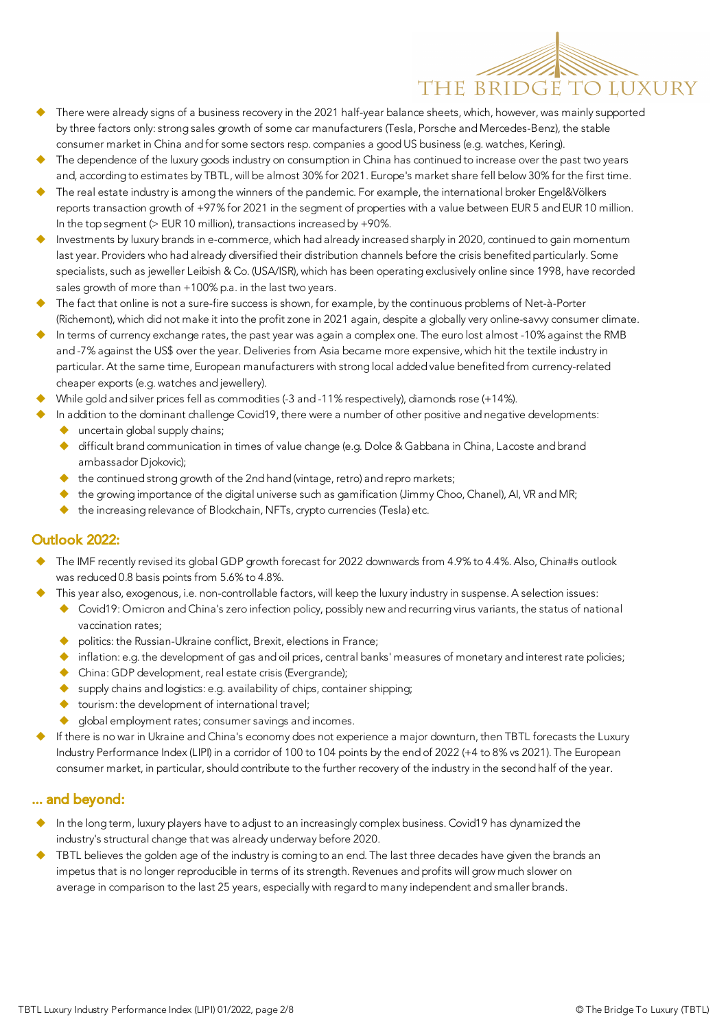- There were already signs of a business recovery in the 2021 half-year balance sheets, which, however, was mainly supported by three factors only: strong sales growth of some car manufacturers (Tesla, Porsche and Mercedes-Benz), the stable consumer market in China and for some sectors resp. companies a good US business (e.g. watches, Kering).
- The dependence of the luxury goods industry on consumption in China has continued to increase over the past two years and, according to estimates by TBTL, will be almost 30% for 2021. Europe's market share fell below 30% for the first time.
- The real estate industry is among the winners of the pandemic. For example, the international broker Engel&Völkers reports transaction growth of +97% for 2021 in the segment of properties with a value between EUR 5 and EUR 10 million. In the top segment (> EUR 10 million), transactions increased by +90%.
- Investments by luxury brands in e-commerce, which had already increased sharply in 2020, continued to gain momentum last year. Providers who had already diversified their distribution channels before the crisis benefited particularly. Some specialists, such as jeweller Leibish & Co. (USA/ISR), which has been operating exclusively online since 1998, have recorded sales growth of more than +100% p.a. in the last two years.
- The fact that online is not a sure-fire success is shown, for example, by the continuous problems of Net-à-Porter (Richemont), which did not make it into the profit zone in 2021 again, despite a globally very online-savvy consumer climate.
- In terms of currency exchange rates, the past year was again a complex one. The euro lost almost -10% against the RMB and -7% against the US$ over the year. Deliveries from Asia became more expensive, which hit the textile industry in particular. At the same time, European manufacturers with strong local added value benefited from currency-related cheaper exports (e.g. watches and jewellery).
- While gold and silver prices fell as commodities (-3 and -11% respectively), diamonds rose (+14%).
- In addition to the dominant challenge Covid19, there were a number of other positive and negative developments:
  - uncertain global supply chains;
  - difficult brand communication in times of value change (e.g. Dolce & Gabbana in China, Lacoste and brand ambassador Djokovic);
  - the continued strong growth of the 2nd hand (vintage, retro) and repro markets;
  - the growing importance of the digital universe such as gamification (Jimmy Choo, Chanel), AI, VR and MR;
  - the increasing relevance of Blockchain, NFTs, crypto currencies (Tesla) etc.

## Outlook 2022:

- The IMF recently revised its global GDP growth forecast for 2022 downwards from 4.9% to 4.4%. Also, China#s outlook was reduced 0.8 basis points from 5.6% to 4.8%.
- This year also, exogenous, i.e. non-controllable factors, will keep the luxury industry in suspense. A selection issues:
  - Covid19: Omicron and China's zero infection policy, possibly new and recurring virus variants, the status of national vaccination rates;
  - politics: the Russian-Ukraine conflict, Brexit, elections in France;
  - inflation: e.g. the development of gas and oil prices, central banks' measures of monetary and interest rate policies;
  - China: GDP development, real estate crisis (Evergrande);
  - supply chains and logistics: e.g. availability of chips, container shipping;
  - tourism: the development of international travel;
  - global employment rates; consumer savings and incomes.
- If there is no war in Ukraine and China's economy does not experience a major downturn, then TBTL forecasts the Luxury Industry Performance Index (LIPI) in a corridor of 100 to 104 points by the end of 2022 (+4 to 8% vs 2021). The European consumer market, in particular, should contribute to the further recovery of the industry in the second half of the year.

## ... and beyond:

- In the long term, luxury players have to adjust to an increasingly complex business. Covid19 has dynamized the industry's structural change that was already underway before 2020.
- TBTL believes the golden age of the industry is coming to an end. The last three decades have given the brands an impetus that is no longer reproducible in terms of its strength. Revenues and profits will grow much slower on average in comparison to the last 25 years, especially with regard to many independent and smaller brands.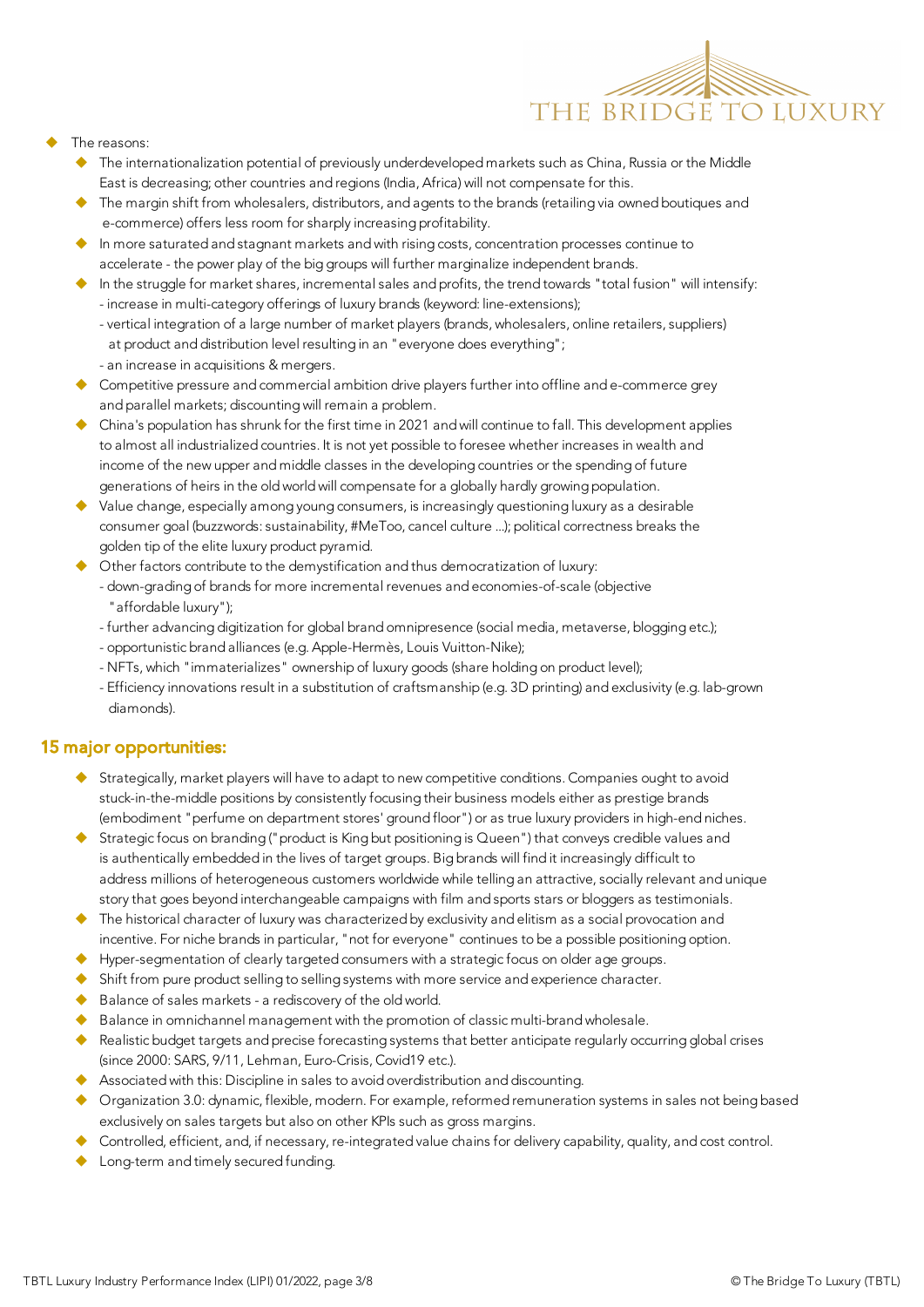- The reasons:
  - The internationalization potential of previously underdeveloped markets such as China, Russia or the Middle East is decreasing; other countries and regions (India, Africa) will not compensate for this.
  - The margin shift from wholesalers, distributors, and agents to the brands (retailing via owned boutiques and e-commerce) offers less room for sharply increasing profitability.
  - In more saturated and stagnant markets and with rising costs, concentration processes continue to accelerate - the power play of the big groups will further marginalize independent brands.
  - In the struggle for market shares, incremental sales and profits, the trend towards "total fusion" will intensify:
    - increase in multi-category offerings of luxury brands (keyword: line-extensions);
    - vertical integration of a large number of market players (brands, wholesalers, online retailers, suppliers) at product and distribution level resulting in an "everyone does everything";
    - an increase in acquisitions & mergers.
  - Competitive pressure and commercial ambition drive players further into offline and e-commerce grey and parallel markets; discounting will remain a problem.
  - China's population has shrunk for the first time in 2021 and will continue to fall. This development applies to almost all industrialized countries. It is not yet possible to foresee whether increases in wealth and income of the new upper and middle classes in the developing countries or the spending of future generations of heirs in the old world will compensate for a globally hardly growing population.
  - Value change, especially among young consumers, is increasingly questioning luxury as a desirable consumer goal (buzzwords: sustainability, #MeToo, cancel culture ...); political correctness breaks the golden tip of the elite luxury product pyramid.
  - Other factors contribute to the demystification and thus democratization of luxury:
    - down-grading of brands for more incremental revenues and economies-of-scale (objective "affordable luxury");
    - further advancing digitization for global brand omnipresence (social media, metaverse, blogging etc.);
    - opportunistic brand alliances (e.g. Apple-Hermès, Louis Vuitton-Nike);
    - NFTs, which "immaterializes" ownership of luxury goods (share holding on product level);
    - Efficiency innovations result in a substitution of craftsmanship (e.g. 3D printing) and exclusivity (e.g. lab-grown diamonds).

## 15 major opportunities:

- Strategically, market players will have to adapt to new competitive conditions. Companies ought to avoid stuck-in-the-middle positions by consistently focusing their business models either as prestige brands (embodiment "perfume on department stores' ground floor") or as true luxury providers in high-end niches.
- Strategic focus on branding ("product is King but positioning is Queen") that conveys credible values and is authentically embedded in the lives of target groups. Big brands will find it increasingly difficult to address millions of heterogeneous customers worldwide while telling an attractive, socially relevant and unique story that goes beyond interchangeable campaigns with film and sports stars or bloggers as testimonials.
- The historical character of luxury was characterized by exclusivity and elitism as a social provocation and incentive. For niche brands in particular, "not for everyone" continues to be a possible positioning option.
- Hyper-segmentation of clearly targeted consumers with a strategic focus on older age groups.
- Shift from pure product selling to selling systems with more service and experience character.
- Balance of sales markets - a rediscovery of the old world.
- Balance in omnichannel management with the promotion of classic multi-brand wholesale.
- Realistic budget targets and precise forecasting systems that better anticipate regularly occurring global crises (since 2000: SARS, 9/11, Lehman, Euro-Crisis, Covid19 etc.).
- Associated with this: Discipline in sales to avoid overdistribution and discounting.
- Organization 3.0: dynamic, flexible, modern. For example, reformed remuneration systems in sales not being based exclusively on sales targets but also on other KPIs such as gross margins.
- Controlled, efficient, and, if necessary, re-integrated value chains for delivery capability, quality, and cost control.
- Long-term and timely secured funding.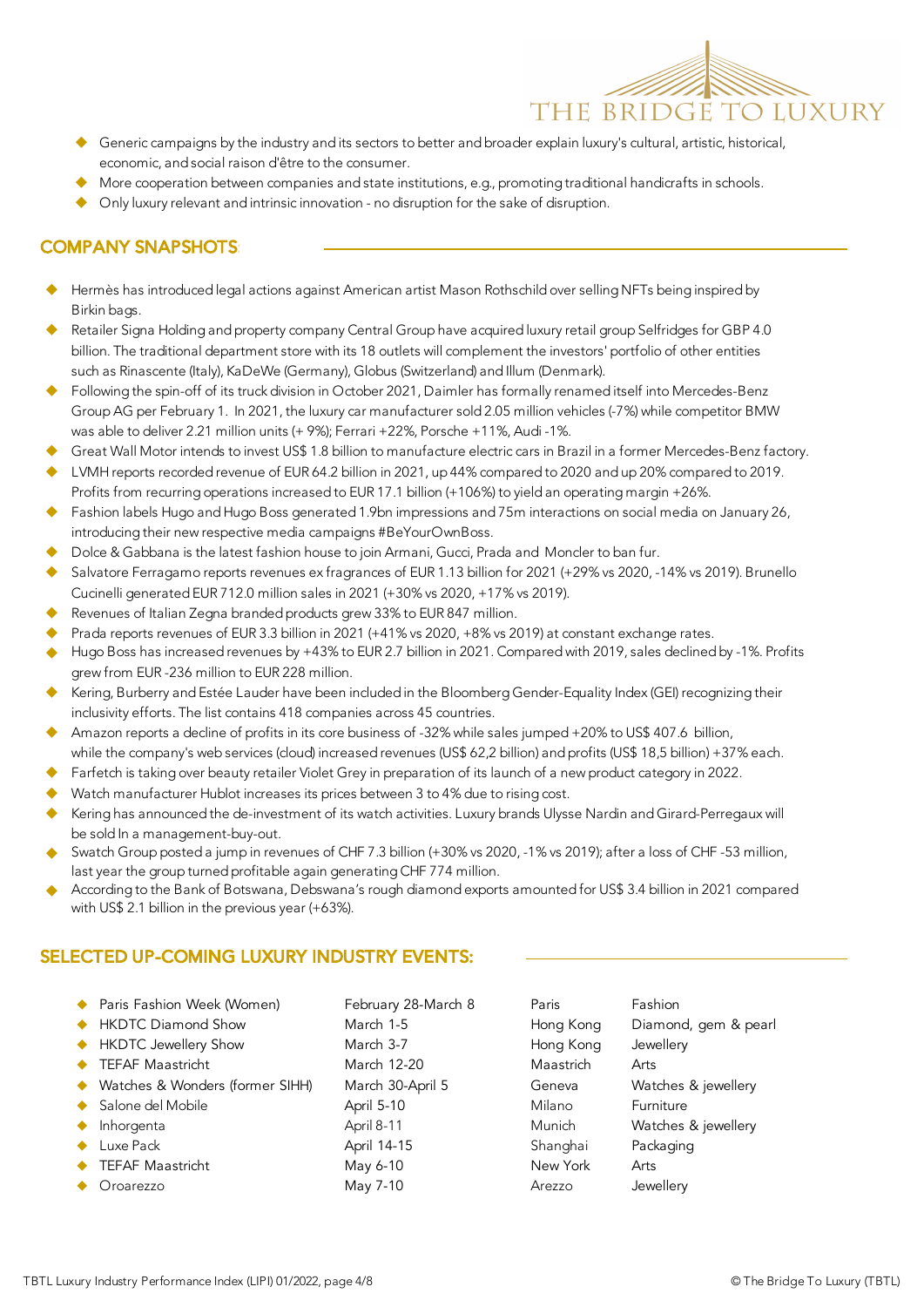- Generic campaigns by the industry and its sectors to better and broader explain luxury's cultural, artistic, historical, economic, and social raison d'être to the consumer.
- More cooperation between companies and state institutions, e.g., promoting traditional handicrafts in schools.
- Only luxury relevant and intrinsic innovation - no disruption for the sake of disruption.

## COMPANY SNAPSHOTS

- Hermès has introduced legal actions against American artist Mason Rothschild over selling NFTs being inspired by Birkin bags.
- Retailer Signa Holding and property company Central Group have acquired luxury retail group Selfridges for GBP 4.0 billion. The traditional department store with its 18 outlets will complement the investors' portfolio of other entities such as Rinascente (Italy), KaDeWe (Germany), Globus (Switzerland) and Illum (Denmark).
- Following the spin-off of its truck division in October 2021, Daimler has formally renamed itself into Mercedes-Benz Group AG per February 1. In 2021, the luxury car manufacturer sold 2.05 million vehicles (-7%) while competitor BMW was able to deliver 2.21 million units (+ 9%); Ferrari +22%, Porsche +11%, Audi -1%.
- Great Wall Motor intends to invest US$ 1.8 billion to manufacture electric cars in Brazil in a former Mercedes-Benz factory.
- LVMH reports recorded revenue of EUR 64.2 billion in 2021, up 44% compared to 2020 and up 20% compared to 2019. Profits from recurring operations increased to EUR 17.1 billion (+106%) to yield an operating margin +26%.
- Fashion labels Hugo and Hugo Boss generated 1.9bn impressions and 75m interactions on social media on January 26, introducing their new respective media campaigns #BeYourOwnBoss.
- Dolce & Gabbana is the latest fashion house to join Armani, Gucci, Prada and Moncler to ban fur.
- Salvatore Ferragamo reports revenues ex fragrances of EUR 1.13 billion for 2021 (+29% vs 2020, -14% vs 2019). Brunello Cucinelli generated EUR 712.0 million sales in 2021 (+30% vs 2020, +17% vs 2019).
- Revenues of Italian Zegna branded products grew 33% to EUR 847 million.
- Prada reports revenues of EUR 3.3 billion in 2021 (+41% vs 2020, +8% vs 2019) at constant exchange rates.
- Hugo Boss has increased revenues by +43% to EUR 2.7 billion in 2021. Compared with 2019, sales declined by -1%. Profits grew from EUR -236 million to EUR 228 million.
- Kering, Burberry and Estée Lauder have been included in the Bloomberg Gender-Equality Index (GEI) recognizing their inclusivity efforts. The list contains 418 companies across 45 countries.
- Amazon reports a decline of profits in its core business of -32% while sales jumped +20% to US$ 407.6 billion, while the company's web services (cloud) increased revenues (US$ 62,2 billion) and profits (US$ 18,5 billion) +37% each.
- Farfetch is taking over beauty retailer Violet Grey in preparation of its launch of a new product category in 2022.
- Watch manufacturer Hublot increases its prices between 3 to 4% due to rising cost.
- Kering has announced the de-investment of its watch activities. Luxury brands Ulysse Nardin and Girard-Perregaux will be sold In a management-buy-out.
- Swatch Group posted a jump in revenues of CHF 7.3 billion (+30% vs 2020, -1% vs 2019); after a loss of CHF -53 million, last year the group turned profitable again generating CHF 774 million.
- According to the Bank of Botswana, Debswana's rough diamond exports amounted for US$ 3.4 billion in 2021 compared with US$ 2.1 billion in the previous year (+63%).

## SELECTED UP-COMING LUXURY INDUSTRY EVENTS:

| Event | Date | Location | Category |
|---|---|---|---|
| Paris Fashion Week (Women) | February 28-March 8 | Paris | Fashion |
| HKDTC Diamond Show | March 1-5 | Hong Kong | Diamond, gem & pearl |
| HKDTC Jewellery Show | March 3-7 | Hong Kong | Jewellery |
| TEFAF Maastricht | March 12-20 | Maastrich | Arts |
| Watches & Wonders (former SIHH) | March 30-April 5 | Geneva | Watches & jewellery |
| Salone del Mobile | April 5-10 | Milano | Furniture |
| Inhorgenta | April 8-11 | Munich | Watches & jewellery |
| Luxe Pack | April 14-15 | Shanghai | Packaging |
| TEFAF Maastricht | May 6-10 | New York | Arts |
| Oroarezzo | May 7-10 | Arezzo | Jewellery |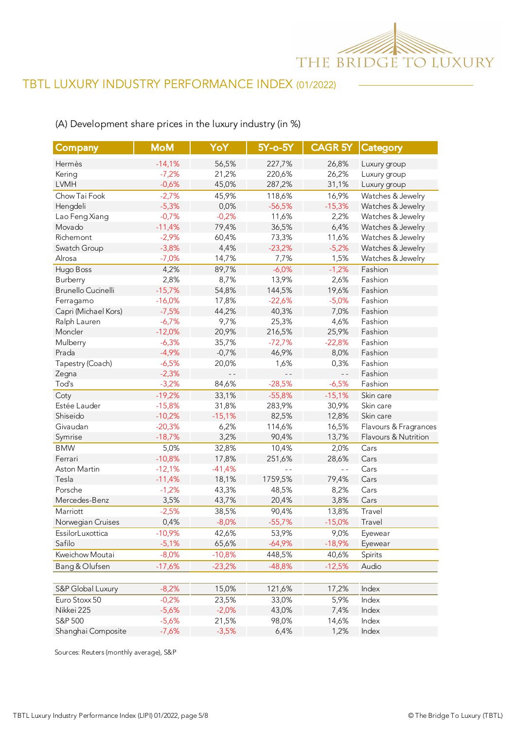## TBTL LUXURY INDUSTRY PERFORMANCE INDEX (01/2022)

(A) Development share prices in the luxury industry (in %)

| Company | MoM | YoY | 5Y-o-5Y | CAGR 5Y | Category |
|---|---|---|---|---|---|
| Hermès | -14,1% | 56,5% | 227,7% | 26,8% | Luxury group |
| Kering | -7,2% | 21,2% | 220,6% | 26,2% | Luxury group |
| LVMH | -0,6% | 45,0% | 287,2% | 31,1% | Luxury group |
| Chow Tai Fook | -2,7% | 45,9% | 118,6% | 16,9% | Watches & Jewelry |
| Hengdeli | -5,3% | 0,0% | -56,5% | -15,3% | Watches & Jewelry |
| Lao Feng Xiang | -0,7% | -0,2% | 11,6% | 2,2% | Watches & Jewelry |
| Movado | -11,4% | 79,4% | 36,5% | 6,4% | Watches & Jewelry |
| Richemont | -2,9% | 60,4% | 73,3% | 11,6% | Watches & Jewelry |
| Swatch Group | -3,8% | 4,4% | -23,2% | -5,2% | Watches & Jewelry |
| Alrosa | -7,0% | 14,7% | 7,7% | 1,5% | Watches & Jewelry |
| Hugo Boss | 4,2% | 89,7% | -6,0% | -1,2% | Fashion |
| Burberry | 2,8% | 8,7% | 13,9% | 2,6% | Fashion |
| Brunello Cucinelli | -15,7% | 54,8% | 144,5% | 19,6% | Fashion |
| Ferragamo | -16,0% | 17,8% | -22,6% | -5,0% | Fashion |
| Capri (Michael Kors) | -7,5% | 44,2% | 40,3% | 7,0% | Fashion |
| Ralph Lauren | -6,7% | 9,7% | 25,3% | 4,6% | Fashion |
| Moncler | -12,0% | 20,9% | 216,5% | 25,9% | Fashion |
| Mulberry | -6,3% | 35,7% | -72,7% | -22,8% | Fashion |
| Prada | -4,9% | -0,7% | 46,9% | 8,0% | Fashion |
| Tapestry (Coach) | -6,5% | 20,0% | 1,6% | 0,3% | Fashion |
| Zegna | -2,3% | - - | - - | - - | Fashion |
| Tod's | -3,2% | 84,6% | -28,5% | -6,5% | Fashion |
| Coty | -19,2% | 33,1% | -55,8% | -15,1% | Skin care |
| Estée Lauder | -15,8% | 31,8% | 283,9% | 30,9% | Skin care |
| Shiseido | -10,2% | -15,1% | 82,5% | 12,8% | Skin care |
| Givaudan | -20,3% | 6,2% | 114,6% | 16,5% | Flavours & Fragrances |
| Symrise | -18,7% | 3,2% | 90,4% | 13,7% | Flavours & Nutrition |
| BMW | 5,0% | 32,8% | 10,4% | 2,0% | Cars |
| Ferrari | -10,8% | 17,8% | 251,6% | 28,6% | Cars |
| Aston Martin | -12,1% | -41,4% | - - | - - | Cars |
| Tesla | -11,4% | 18,1% | 1759,5% | 79,4% | Cars |
| Porsche | -1,2% | 43,3% | 48,5% | 8,2% | Cars |
| Mercedes-Benz | 3,5% | 43,7% | 20,4% | 3,8% | Cars |
| Marriott | -2,5% | 38,5% | 90,4% | 13,8% | Travel |
| Norwegian Cruises | 0,4% | -8,0% | -55,7% | -15,0% | Travel |
| EssilorLuxottica | -10,9% | 42,6% | 53,9% | 9,0% | Eyewear |
| Safilo | -5,1% | 65,6% | -64,9% | -18,9% | Eyewear |
| Kweichow Moutai | -8,0% | -10,8% | 448,5% | 40,6% | Spirits |
| Bang & Olufsen | -17,6% | -23,2% | -48,8% | -12,5% | Audio |
| | | | | | |
| S&P Global Luxury | -8,2% | 15,0% | 121,6% | 17,2% | Index |
| Euro Stoxx 50 | -0,2% | 23,5% | 33,0% | 5,9% | Index |
| Nikkei 225 | -5,6% | -2,0% | 43,0% | 7,4% | Index |
| S&P 500 | -5,6% | 21,5% | 98,0% | 14,6% | Index |
| Shanghai Composite | -7,6% | -3,5% | 6,4% | 1,2% | Index |

Sources: Reuters (monthly average), S&P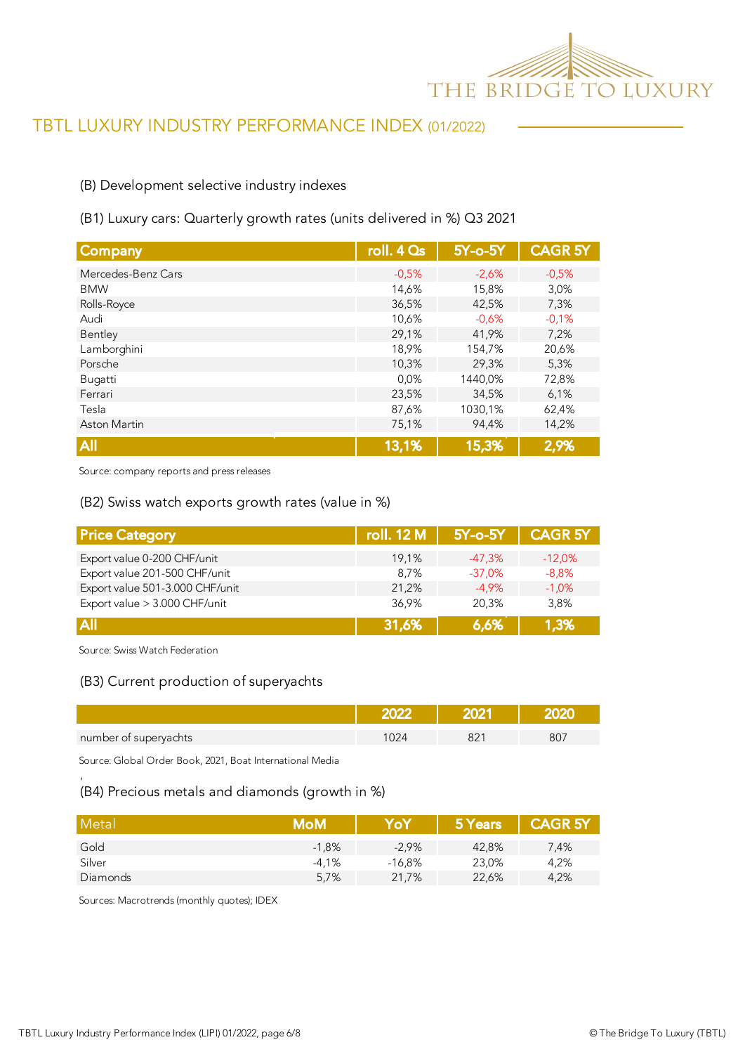# TBTL LUXURY INDUSTRY PERFORMANCE INDEX (01/2022)

(B) Development selective industry indexes

(B1) Luxury cars: Quarterly growth rates (units delivered in %) Q3 2021

| Company | roll. 4 Qs | 5Y-o-5Y | CAGR 5Y |
|---|---|---|---|
| Mercedes-Benz Cars | -0,5% | -2,6% | -0,5% |
| BMW | 14,6% | 15,8% | 3,0% |
| Rolls-Royce | 36,5% | 42,5% | 7,3% |
| Audi | 10,6% | -0,6% | -0,1% |
| Bentley | 29,1% | 41,9% | 7,2% |
| Lamborghini | 18,9% | 154,7% | 20,6% |
| Porsche | 10,3% | 29,3% | 5,3% |
| Bugatti | 0,0% | 1440,0% | 72,8% |
| Ferrari | 23,5% | 34,5% | 6,1% |
| Tesla | 87,6% | 1030,1% | 62,4% |
| Aston Martin | 75,1% | 94,4% | 14,2% |
| **All** | **13,1%** | **15,3%** | **2,9%** |

Source: company reports and press releases

(B2) Swiss watch exports growth rates (value in %)

| Price Category | roll. 12 M | 5Y-o-5Y | CAGR 5Y |
|---|---|---|---|
| Export value 0-200 CHF/unit | 19,1% | -47,3% | -12,0% |
| Export value 201-500 CHF/unit | 8,7% | -37,0% | -8,8% |
| Export value 501-3.000 CHF/unit | 21,2% | -4,9% | -1,0% |
| Export value > 3.000 CHF/unit | 36,9% | 20,3% | 3,8% |
| **All** | **31,6%** | **6,6%** | **1,3%** |

Source: Swiss Watch Federation

(B3) Current production of superyachts

| | 2022 | 2021 | 2020 |
|---|---|---|---|
| number of superyachts | 1024 | 821 | 807 |

Source: Global Order Book, 2021, Boat International Media

(B4) Precious metals and diamonds (growth in %)

| Metal | MoM | YoY | 5 Years | CAGR 5Y |
|---|---|---|---|---|
| Gold | -1,8% | -2,9% | 42,8% | 7,4% |
| Silver | -4,1% | -16,8% | 23,0% | 4,2% |
| Diamonds | 5,7% | 21,7% | 22,6% | 4,2% |

Sources: Macrotrends (monthly quotes); IDEX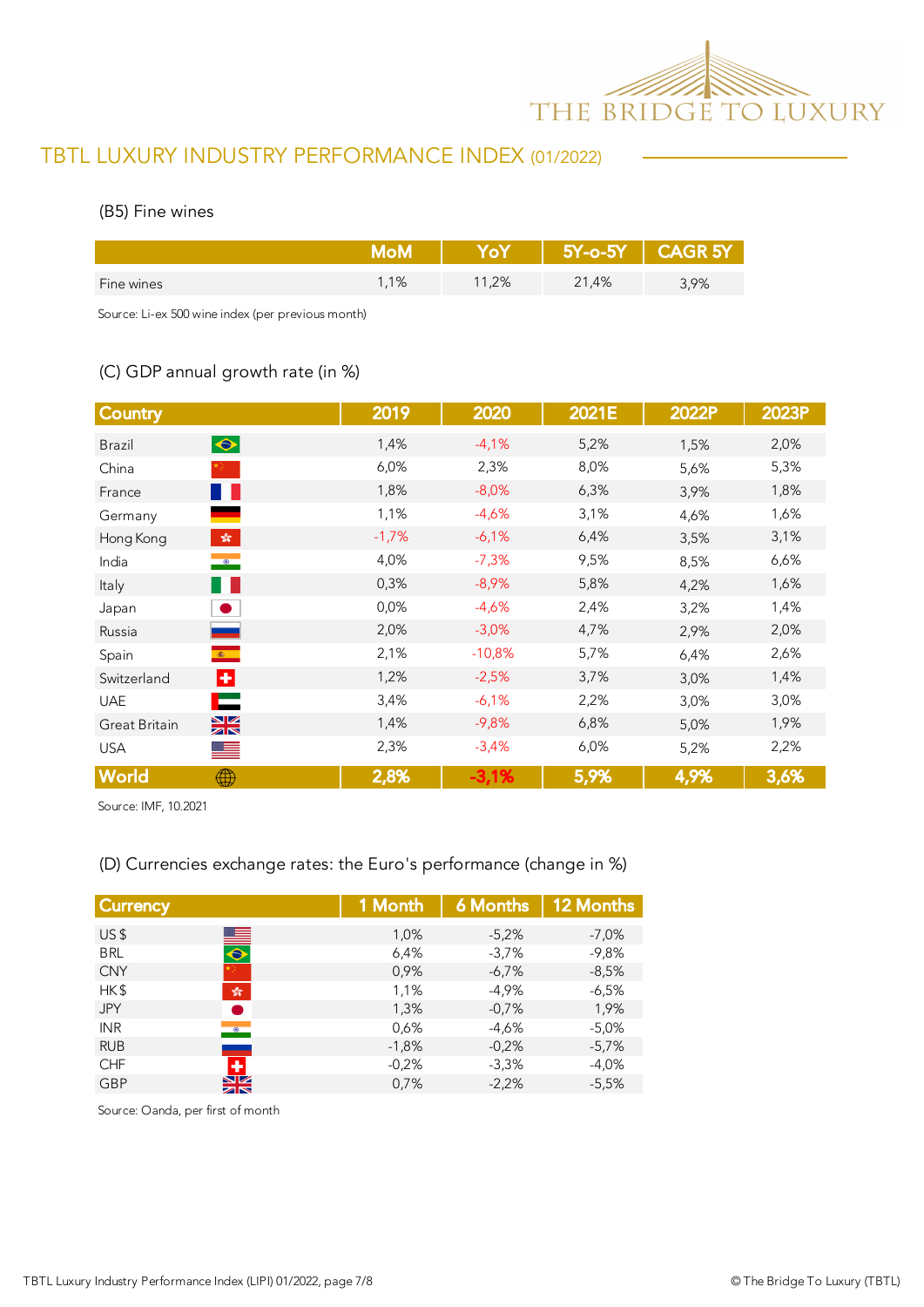## TBTL LUXURY INDUSTRY PERFORMANCE INDEX (01/2022)

### (B5) Fine wines

| | MoM | YoY | 5Y-o-5Y | CAGR 5Y |
|---|---|---|---|---|
| Fine wines | 1,1% | 11,2% | 21,4% | 3,9% |

Source: Li-ex 500 wine index (per previous month)

### (C) GDP annual growth rate (in %)

| Country | 2019 | 2020 | 2021E | 2022P | 2023P |
|---|---|---|---|---|---|
| Brazil | 1,4% | -4,1% | 5,2% | 1,5% | 2,0% |
| China | 6,0% | 2,3% | 8,0% | 5,6% | 5,3% |
| France | 1,8% | -8,0% | 6,3% | 3,9% | 1,8% |
| Germany | 1,1% | -4,6% | 3,1% | 4,6% | 1,6% |
| Hong Kong | -1,7% | -6,1% | 6,4% | 3,5% | 3,1% |
| India | 4,0% | -7,3% | 9,5% | 8,5% | 6,6% |
| Italy | 0,3% | -8,9% | 5,8% | 4,2% | 1,6% |
| Japan | 0,0% | -4,6% | 2,4% | 3,2% | 1,4% |
| Russia | 2,0% | -3,0% | 4,7% | 2,9% | 2,0% |
| Spain | 2,1% | -10,8% | 5,7% | 6,4% | 2,6% |
| Switzerland | 1,2% | -2,5% | 3,7% | 3,0% | 1,4% |
| UAE | 3,4% | -6,1% | 2,2% | 3,0% | 3,0% |
| Great Britain | 1,4% | -9,8% | 6,8% | 5,0% | 1,9% |
| USA | 2,3% | -3,4% | 6,0% | 5,2% | 2,2% |
| **World** | **2,8%** | **-3,1%** | **5,9%** | **4,9%** | **3,6%** |

Source: IMF, 10.2021

### (D) Currencies exchange rates: the Euro's performance (change in %)

| Currency | 1 Month | 6 Months | 12 Months |
|---|---|---|---|
| US $ | 1,0% | -5,2% | -7,0% |
| BRL | 6,4% | -3,7% | -9,8% |
| CNY | 0,9% | -6,7% | -8,5% |
| HK $ | 1,1% | -4,9% | -6,5% |
| JPY | 1,3% | -0,7% | 1,9% |
| INR | 0,6% | -4,6% | -5,0% |
| RUB | -1,8% | -0,2% | -5,7% |
| CHF | -0,2% | -3,3% | -4,0% |
| GBP | 0,7% | -2,2% | -5,5% |

Source: Oanda, per first of month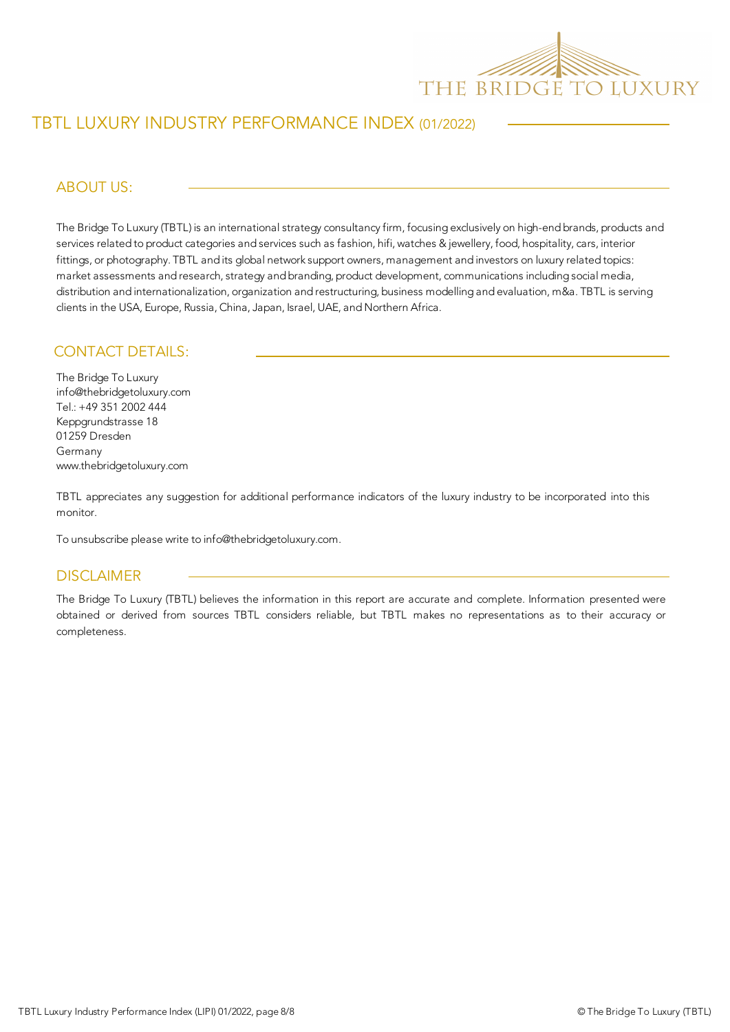# TBTL LUXURY INDUSTRY PERFORMANCE INDEX (01/2022)

## ABOUT US:

The Bridge To Luxury (TBTL) is an international strategy consultancy firm, focusing exclusively on high-end brands, products and services related to product categories and services such as fashion, hifi, watches & jewellery, food, hospitality, cars, interior fittings, or photography. TBTL and its global network support owners, management and investors on luxury related topics: market assessments and research, strategy and branding, product development, communications including social media, distribution and internationalization, organization and restructuring, business modelling and evaluation, m&a. TBTL is serving clients in the USA, Europe, Russia, China, Japan, Israel, UAE, and Northern Africa.

## CONTACT DETAILS:

The Bridge To Luxury
info@thebridgetoluxury.com
Tel.: +49 351 2002 444
Keppgrundstrasse 18
01259 Dresden
Germany
www.thebridgetoluxury.com

TBTL appreciates any suggestion for additional performance indicators of the luxury industry to be incorporated into this monitor.

To unsubscribe please write to info@thebridgetoluxury.com.

## DISCLAIMER

The Bridge To Luxury (TBTL) believes the information in this report are accurate and complete. Information presented were obtained or derived from sources TBTL considers reliable, but TBTL makes no representations as to their accuracy or completeness.